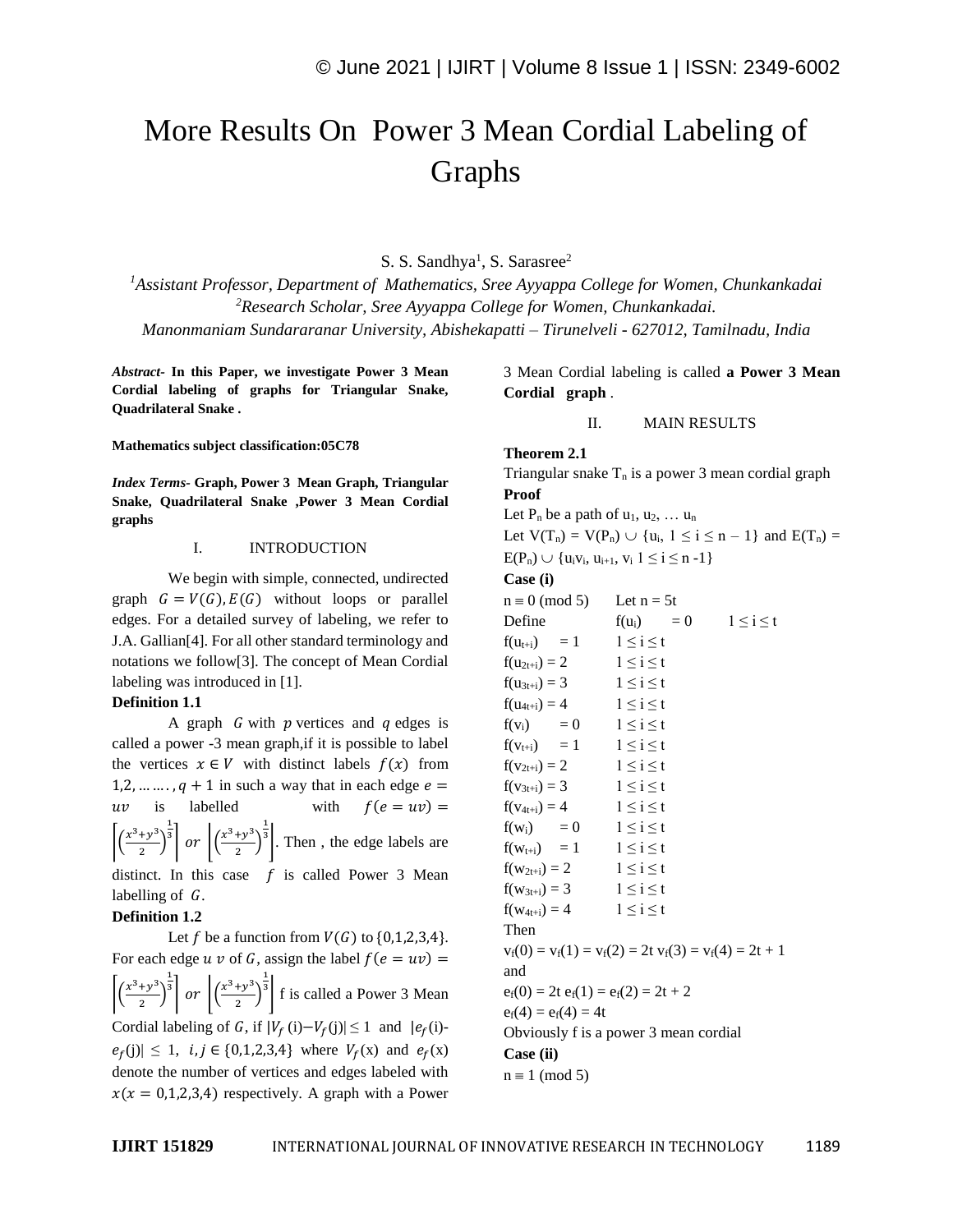# More Results On Power 3 Mean Cordial Labeling of Graphs

S. S. Sandhya[1], S. Sarasree[2]

[1]*Assistant Professor, Department of Mathematics, Sree Ayyappa College for Women, Chunkankadai*
[2]*Research Scholar, Sree Ayyappa College for Women, Chunkankadai.*
*Manonmaniam Sundararanar University, Abishekapatti – Tirunelveli - 627012, Tamilnadu, India*

***Abstract-*** **In this Paper, we investigate Power 3 Mean Cordial labeling of graphs for Triangular Snake, Quadrilateral Snake .**

**Mathematics subject classification:05C78**

***Index Terms-*** **Graph, Power 3 Mean Graph, Triangular Snake, Quadrilateral Snake ,Power 3 Mean Cordial graphs**

## I. INTRODUCTION

We begin with simple, connected, undirected graph $G = V(G), E(G)$ without loops or parallel edges. For a detailed survey of labeling, we refer to J.A. Gallian[4]. For all other standard terminology and notations we follow[3]. The concept of Mean Cordial labeling was introduced in [1].

**Definition 1.1**

A graph $G$ with $p$ vertices and $q$ edges is called a power -3 mean graph,if it is possible to label the vertices $x \in V$ with distinct labels $f(x)$ from $1,2, \dots\dots, q+1$ in such a way that in each edge $e = uv$ is labelled with $f(e = uv) = \left\lceil \left(\frac{x^3+y^3}{2}\right)^{\frac{1}{3}} \right\rceil$ or $\left\lfloor \left(\frac{x^3+y^3}{2}\right)^{\frac{1}{3}} \right\rfloor$. Then , the edge labels are distinct. In this case $f$ is called Power 3 Mean labelling of $G$.

**Definition 1.2**

Let $f$ be a function from $V(G)$ to $\{0,1,2,3,4\}$. For each edge $u\,v$ of $G$, assign the label $f(e = uv) = \left\lceil \left(\frac{x^3+y^3}{2}\right)^{\frac{1}{3}} \right\rceil$ or $\left\lfloor \left(\frac{x^3+y^3}{2}\right)^{\frac{1}{3}} \right\rfloor$ f is called a Power 3 Mean Cordial labeling of $G$, if $|V_f(i) - V_f(j)| \le 1$ and $|e_f(i) - e_f(j)| \le 1$, $i, j \in \{0,1,2,3,4\}$ where $V_f(x)$ and $e_f(x)$ denote the number of vertices and edges labeled with $x (x = 0,1,2,3,4)$ respectively. A graph with a Power 3 Mean Cordial labeling is called **a Power 3 Mean Cordial graph** .

## II. MAIN RESULTS

**Theorem 2.1**

Triangular snake $T_n$ is a power 3 mean cordial graph

**Proof**

Let $P_n$ be a path of $u_1, u_2, \dots u_n$

Let $V(T_n) = V(P_n) \cup \{u_i, 1 \le i \le n-1\}$ and $E(T_n) = E(P_n) \cup \{u_iv_i, u_{i+1}, v_i\ 1 \le i \le n-1\}$

**Case (i)**

$n \equiv 0 \pmod 5$ Let $n = 5t$

Define $f(u_i) = 0 \quad 1 \le i \le t$

$f(u_{t+i}) = 1 \quad 1 \le i \le t$

$f(u_{2t+i}) = 2 \quad 1 \le i \le t$

$f(u_{3t+i}) = 3 \quad 1 \le i \le t$

$f(u_{4t+i}) = 4 \quad 1 \le i \le t$

$f(v_i) = 0 \quad 1 \le i \le t$

$f(v_{t+i}) = 1 \quad 1 \le i \le t$

$f(v_{2t+i}) = 2 \quad 1 \le i \le t$

$f(v_{3t+i}) = 3 \quad 1 \le i \le t$

$f(v_{4t+i}) = 4 \quad 1 \le i \le t$

$f(w_i) = 0 \quad 1 \le i \le t$

$f(w_{t+i}) = 1 \quad 1 \le i \le t$

$f(w_{2t+i}) = 2 \quad 1 \le i \le t$

$f(w_{3t+i}) = 3 \quad 1 \le i \le t$

$f(w_{4t+i}) = 4 \quad 1 \le i \le t$

Then

$v_f(0) = v_f(1) = v_f(2) = 2t\ v_f(3) = v_f(4) = 2t + 1$

and

$e_f(0) = 2t\ e_f(1) = e_f(2) = 2t + 2$

$e_f(4) = e_f(4) = 4t$

Obviously f is a power 3 mean cordial

**Case (ii)**

$n \equiv 1 \pmod 5)$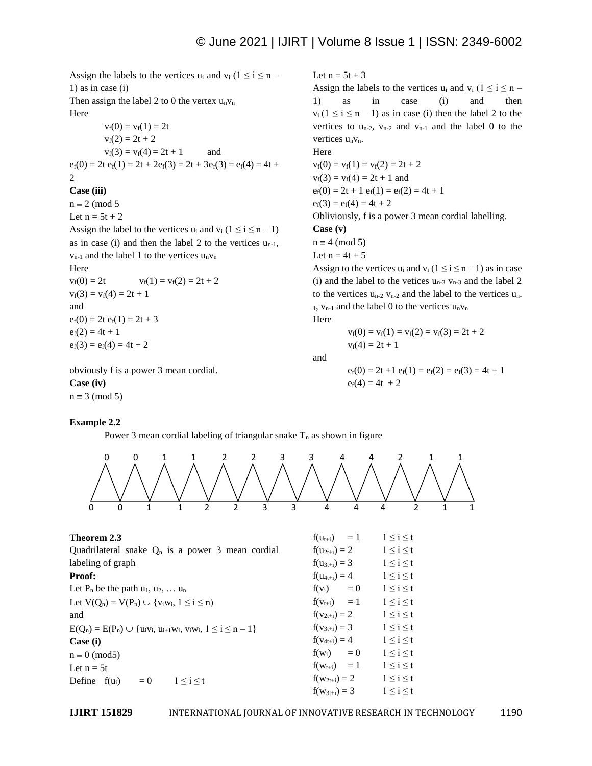Assign the labels to the vertices $u_i$ and $v_i$ ($1 \leq i \leq n - 1$) as in case (i)

Then assign the label 2 to 0 the vertex $u_n v_n$

Here

$$v_f(0) = v_f(1) = 2t$$
$$v_f(2) = 2t + 2$$
$$v_f(3) = v_f(4) = 2t + 1 \quad \text{and}$$

$e_f(0) = 2t$ $e_f(1) = 2t + 2e_f(3) = 2t + 3e_f(3) = e_f(4) = 4t + 2$

**Case (iii)**

$n \equiv 2$ (mod 5

Let $n = 5t + 2$

Assign the label to the vertices $u_i$ and $v_i$ ($1 \leq i \leq n - 1$) as in case (i) and then the label 2 to the vertices $u_{n-1}$, $v_{n-1}$ and the label 1 to the vertices $u_n v_n$

Here

$v_f(0) = 2t$ $\quad v_f(1) = v_f(2) = 2t + 2$

$v_f(3) = v_f(4) = 2t + 1$

and

$e_f(0) = 2t$ $e_f(1) = 2t + 3$

$e_f(2) = 4t + 1$

$e_f(3) = e_f(4) = 4t + 2$

obviously f is a power 3 mean cordial.

**Case (iv)**

$n \equiv 3$ (mod 5)

Let $n = 5t + 3$

Assign the labels to the vertices $u_i$ and $v_i$ ($1 \leq i \leq n - 1$) as in case (i) and then $v_i$ ($1 \leq i \leq n - 1$) as in case (i) then the label 2 to the vertices to $u_{n-2}$, $v_{n-2}$ and $v_{n-1}$ and the label 0 to the vertices $u_n v_n$.

Here

$v_f(0) = v_f(1) = v_f(2) = 2t + 2$

$v_f(3) = v_f(4) = 2t + 1$ and

$e_f(0) = 2t + 1$ $e_f(1) = e_f(2) = 4t + 1$

$e_f(3) = e_f(4) = 4t + 2$

Obliviously, f is a power 3 mean cordial labelling.

**Case (v)**

$n \equiv 4$ (mod 5)

Let $n = 4t + 5$

Assign to the vertices $u_i$ and $v_i$ ($1 \leq i \leq n - 1$) as in case (i) and the label to the vetices $u_{n-3}$ $v_{n-3}$ and the label 2 to the vertices $u_{n-2}$ $v_{n-2}$ and the label to the vertices $u_{n-1}$, $v_{n-1}$ and the label 0 to the vertices $u_n v_n$

Here

$$v_f(0) = v_f(1) = v_f(2) = v_f(3) = 2t + 2$$
$$v_f(4) = 2t + 1$$

and

$$e_f(0) = 2t + 1 \; e_f(1) = e_f(2) = e_f(3) = 4t + 1$$
$$e_f(4) = 4t + 2$$

**Example 2.2**

Power 3 mean cordial labeling of triangular snake $T_n$ as shown in figure

0 0 1 1 2 2 3 3 4 4 2 1 1

0 0 1 1 2 2 3 3 4 4 4 2 1 1

**Theorem 2.3**

Quadrilateral snake $Q_n$ is a power 3 mean cordial labeling of graph

**Proof:**

Let $P_n$ be the path $u_1, u_2, \ldots u_n$

Let $V(Q_n) = V(P_n) \cup \{v_i w_i, 1 \leq i \leq n\}$

and

$E(Q_n) = E(P_n) \cup \{u_i v_i, u_{i+1} w_i, v_i w_i, 1 \leq i \leq n - 1\}$

**Case (i)**

$n \equiv 0$ (mod5)

Let $n = 5t$

Define $f(u_i) = 0 \quad 1 \leq i \leq t$

$f(u_{t+i}) = 1 \quad 1 \leq i \leq t$

$f(u_{2t+i}) = 2 \quad 1 \leq i \leq t$

$f(u_{3t+i}) = 3 \quad 1 \leq i \leq t$

$f(u_{4t+i}) = 4 \quad 1 \leq i \leq t$

$f(v_i) = 0 \quad 1 \leq i \leq t$

$f(v_{t+i}) = 1 \quad 1 \leq i \leq t$

$f(v_{2t+i}) = 2 \quad 1 \leq i \leq t$

$f(v_{3t+i}) = 3 \quad 1 \leq i \leq t$

$f(v_{4t+i}) = 4 \quad 1 \leq i \leq t$

$f(w_i) = 0 \quad 1 \leq i \leq t$

$f(w_{t+i}) = 1 \quad 1 \leq i \leq t$

$f(w_{2t+i}) = 2 \quad 1 \leq i \leq t$

$f(w_{3t+i}) = 3 \quad 1 \leq i \leq t$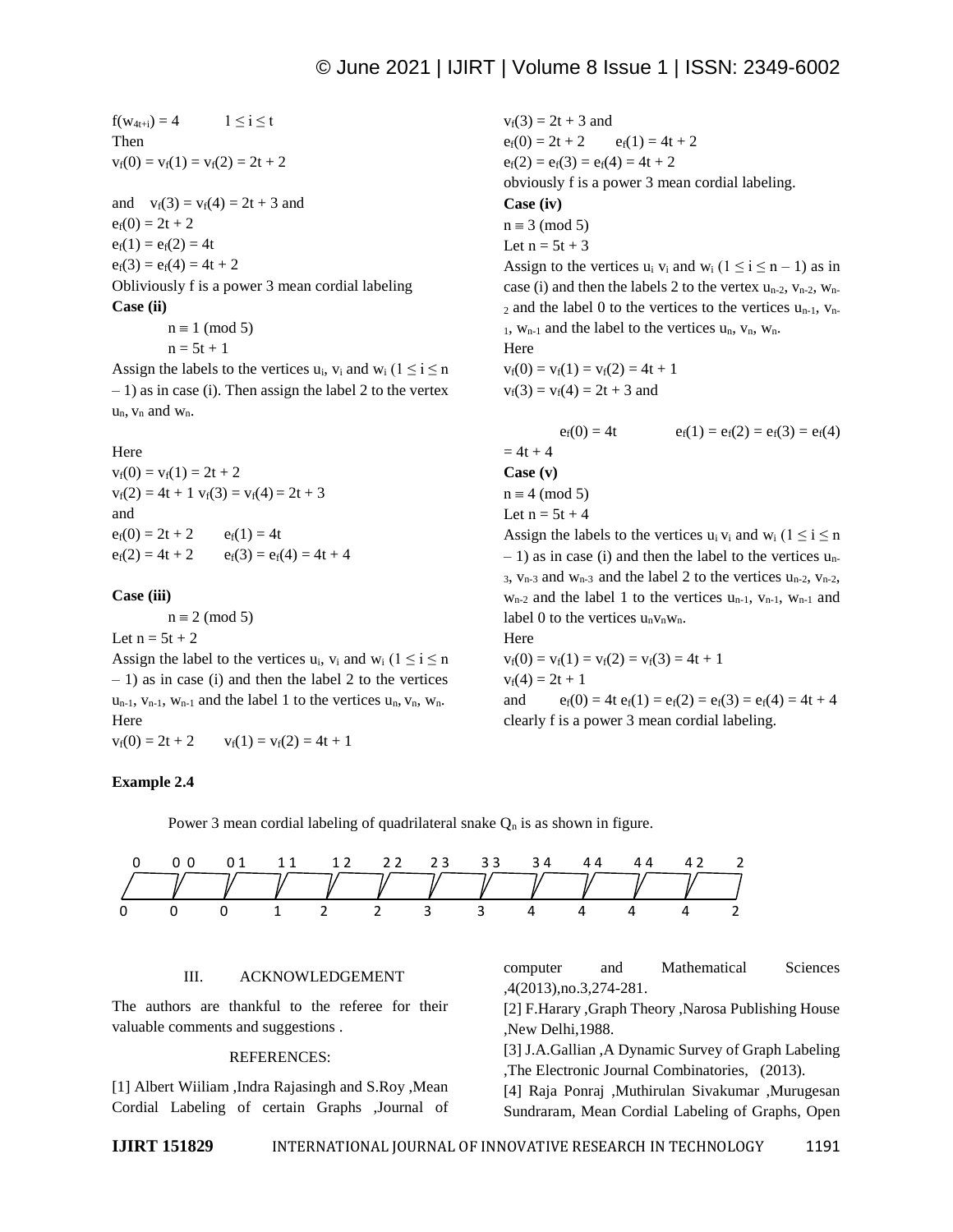$f(w_{4t+i}) = 4 \quad 1 \le i \le t$

Then

$v_f(0) = v_f(1) = v_f(2) = 2t + 2$

and $v_f(3) = v_f(4) = 2t + 3$ and

$e_f(0) = 2t + 2$

$e_f(1) = e_f(2) = 4t$

$e_f(3) = e_f(4) = 4t + 2$

Obliviously f is a power 3 mean cordial labeling

**Case (ii)**

$n \equiv 1 \pmod 5$

$n = 5t + 1$

Assign the labels to the vertices $u_i$, $v_i$ and $w_i$ $(1 \le i \le n - 1)$ as in case (i). Then assign the label 2 to the vertex $u_n$, $v_n$ and $w_n$.

Here

$v_f(0) = v_f(1) = 2t + 2$

$v_f(2) = 4t + 1$ $v_f(3) = v_f(4) = 2t + 3$

and

$e_f(0) = 2t + 2 \quad e_f(1) = 4t$

$e_f(2) = 4t + 2 \quad e_f(3) = e_f(4) = 4t + 4$

**Case (iii)**

$n \equiv 2 \pmod 5$

Let $n = 5t + 2$

Assign the label to the vertices $u_i$, $v_i$ and $w_i$ $(1 \le i \le n - 1)$ as in case (i) and then the label 2 to the vertices $u_{n-1}$, $v_{n-1}$, $w_{n-1}$ and the label 1 to the vertices $u_n$, $v_n$, $w_n$.

Here

$v_f(0) = 2t + 2 \quad v_f(1) = v_f(2) = 4t + 1$

$v_f(3) = 2t + 3$ and

$e_f(0) = 2t + 2 \quad e_f(1) = 4t + 2$

$e_f(2) = e_f(3) = e_f(4) = 4t + 2$

obviously f is a power 3 mean cordial labeling.

**Case (iv)**

$n \equiv 3 \pmod 5$

Let $n = 5t + 3$

Assign to the vertices $u_i$ $v_i$ and $w_i$ $(1 \le i \le n - 1)$ as in case (i) and then the labels 2 to the vertex $u_{n-2}$, $v_{n-2}$, $w_{n-2}$ and the label 0 to the vertices to the vertices $u_{n-1}$, $v_{n-1}$, $w_{n-1}$ and the label to the vertices $u_n$, $v_n$, $w_n$.

Here

$v_f(0) = v_f(1) = v_f(2) = 4t + 1$

$v_f(3) = v_f(4) = 2t + 3$ and

$e_f(0) = 4t \quad e_f(1) = e_f(2) = e_f(3) = e_f(4) = 4t + 4$

**Case (v)**

$n \equiv 4 \pmod 5$

Let $n = 5t + 4$

Assign the labels to the vertices $u_i$ $v_i$ and $w_i$ $(1 \le i \le n - 1)$ as in case (i) and then the label to the vertices $u_{n-3}$, $v_{n-3}$ and $w_{n-3}$ and the label 2 to the vertices $u_{n-2}$, $v_{n-2}$, $w_{n-2}$ and the label 1 to the vertices $u_{n-1}$, $v_{n-1}$, $w_{n-1}$ and label 0 to the vertices $u_nv_nw_n$.

Here

$v_f(0) = v_f(1) = v_f(2) = v_f(3) = 4t + 1$

$v_f(4) = 2t + 1$

and $e_f(0) = 4t$ $e_f(1) = e_f(2) = e_f(3) = e_f(4) = 4t + 4$

clearly f is a power 3 mean cordial labeling.

**Example 2.4**

Power 3 mean cordial labeling of quadrilateral snake $Q_n$ is as shown in figure.

```
0    0 0    0 1    1 1    1 2    2 2    2 3    3 3    3 4    4 4    4 4    4 2    2
0    0      0      1      2      2      3      3      4      4      4      4      2
```

## III. ACKNOWLEDGEMENT

The authors are thankful to the referee for their valuable comments and suggestions .

## REFERENCES:

[1] Albert Wiiliam ,Indra Rajasingh and S.Roy ,Mean Cordial Labeling of certain Graphs ,Journal of computer and Mathematical Sciences ,4(2013),no.3,274-281.

[2] F.Harary ,Graph Theory ,Narosa Publishing House ,New Delhi,1988.

[3] J.A.Gallian ,A Dynamic Survey of Graph Labeling ,The Electronic Journal Combinatories, (2013).

[4] Raja Ponraj ,Muthirulan Sivakumar ,Murugesan Sundraram, Mean Cordial Labeling of Graphs, Open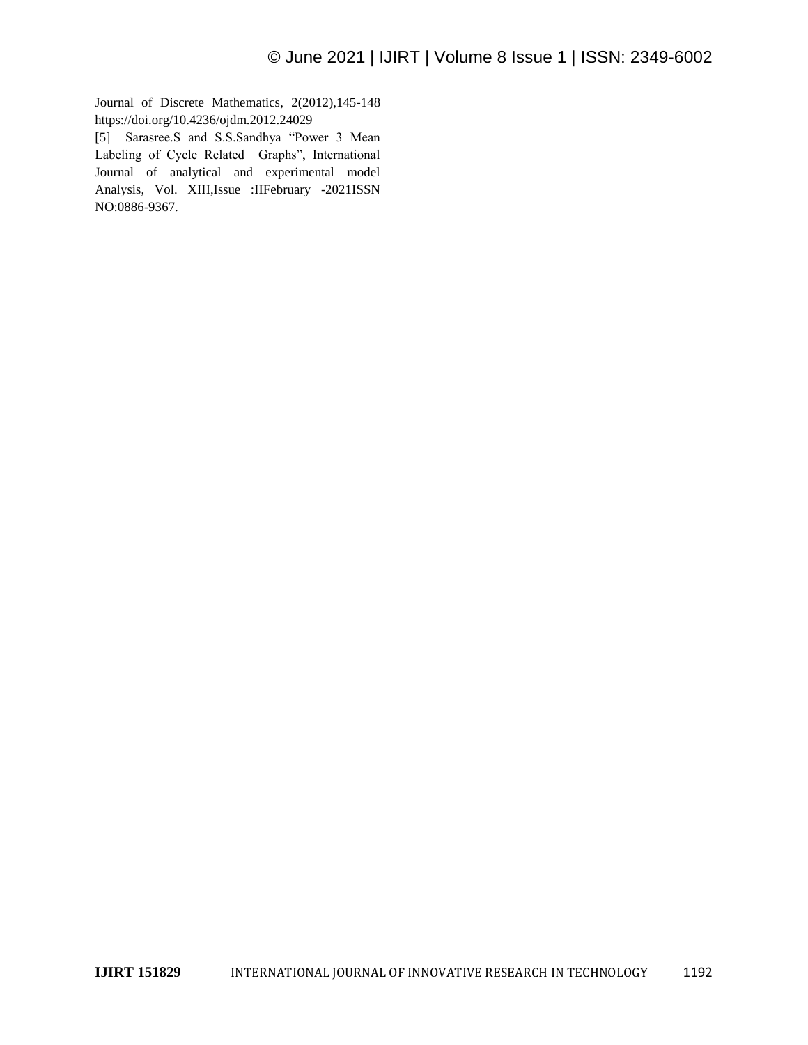Journal of Discrete Mathematics, 2(2012),145-148 https://doi.org/10.4236/ojdm.2012.24029

[5] Sarasree.S and S.S.Sandhya "Power 3 Mean Labeling of Cycle Related Graphs", International Journal of analytical and experimental model Analysis, Vol. XIII,Issue :IIFebruary -2021ISSN NO:0886-9367.